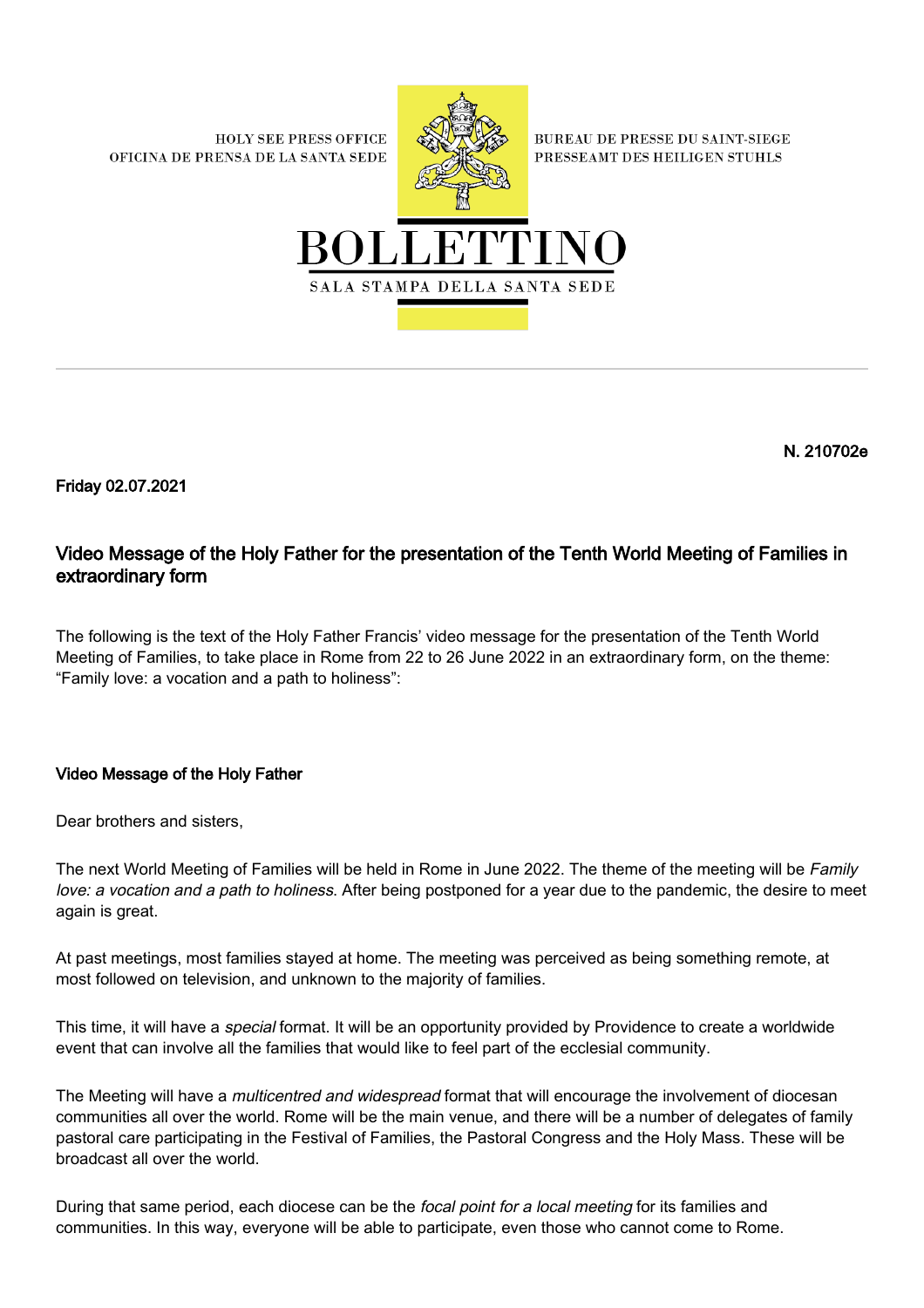HOLY SEE PRESS OFFICE
OFICINA DE PRENSA DE LA SANTA SEDE

BUREAU DE PRESSE DU SAINT-SIEGE
PRESSEAMT DES HEILIGEN STUHLS

# BOLLETTINO

SALA STAMPA DELLA SANTA SEDE

---

**N. 210702e**

**Friday 02.07.2021**

## Video Message of the Holy Father for the presentation of the Tenth World Meeting of Families in extraordinary form

The following is the text of the Holy Father Francis' video message for the presentation of the Tenth World Meeting of Families, to take place in Rome from 22 to 26 June 2022 in an extraordinary form, on the theme: "Family love: a vocation and a path to holiness":

### Video Message of the Holy Father

Dear brothers and sisters,

The next World Meeting of Families will be held in Rome in June 2022. The theme of the meeting will be *Family love: a vocation and a path to holiness*. After being postponed for a year due to the pandemic, the desire to meet again is great.

At past meetings, most families stayed at home. The meeting was perceived as being something remote, at most followed on television, and unknown to the majority of families.

This time, it will have a *special* format. It will be an opportunity provided by Providence to create a worldwide event that can involve all the families that would like to feel part of the ecclesial community.

The Meeting will have a *multicentred and widespread* format that will encourage the involvement of diocesan communities all over the world. Rome will be the main venue, and there will be a number of delegates of family pastoral care participating in the Festival of Families, the Pastoral Congress and the Holy Mass. These will be broadcast all over the world.

During that same period, each diocese can be the *focal point for a local meeting* for its families and communities. In this way, everyone will be able to participate, even those who cannot come to Rome.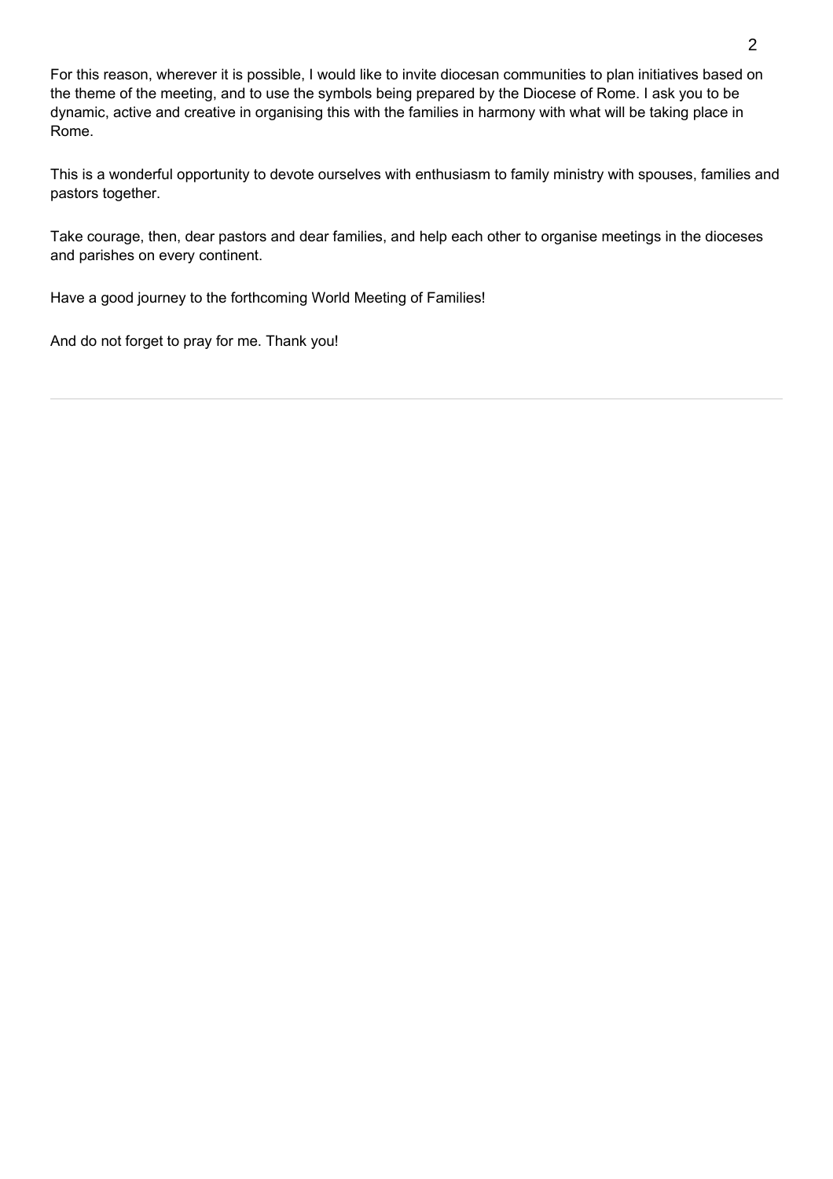For this reason, wherever it is possible, I would like to invite diocesan communities to plan initiatives based on the theme of the meeting, and to use the symbols being prepared by the Diocese of Rome. I ask you to be dynamic, active and creative in organising this with the families in harmony with what will be taking place in Rome.

This is a wonderful opportunity to devote ourselves with enthusiasm to family ministry with spouses, families and pastors together.

Take courage, then, dear pastors and dear families, and help each other to organise meetings in the dioceses and parishes on every continent.

Have a good journey to the forthcoming World Meeting of Families!

And do not forget to pray for me. Thank you!

---